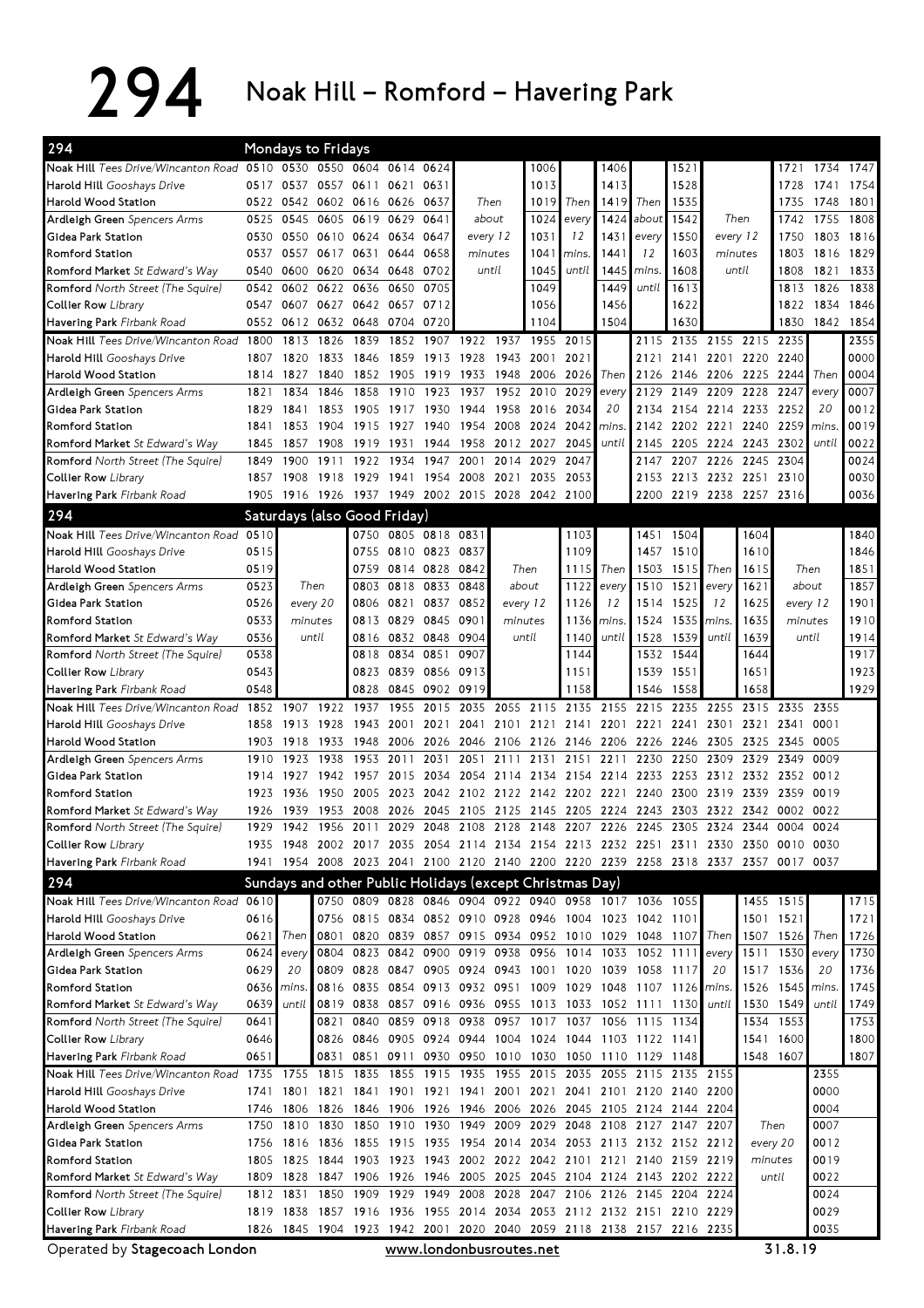# 294 Noak Hill – Romford – Havering Park

## 294 Mondays to Fridays

| Stop | | | | | | | | | | | | | | | | |
|---|---|---|---|---|---|---|---|---|---|---|---|---|---|---|---|---|
| **Noak Hill** *Tees Drive/Wincanton Road* | 0510 | 0530 | 0550 | 0604 | 0614 | 0624 | | 1006 | | 1406 | | 1521 | | 1721 | 1734 | 1747 |
| **Harold Hill** *Gooshays Drive* | 0517 | 0537 | 0557 | 0611 | 0621 | 0631 | | 1013 | | 1413 | | 1528 | | 1728 | 1741 | 1754 |
| **Harold Wood Station** | 0522 | 0542 | 0602 | 0616 | 0626 | 0637 | Then | 1019 | Then | 1419 | Then | 1535 | | 1735 | 1748 | 1801 |
| **Ardleigh Green** *Spencers Arms* | 0525 | 0545 | 0605 | 0619 | 0629 | 0641 | about | 1024 | every | 1424 | about | 1542 | Then | 1742 | 1755 | 1808 |
| **Gidea Park Station** | 0530 | 0550 | 0610 | 0624 | 0634 | 0647 | every 12 | 1031 | 12 | 1431 | every | 1550 | every 12 | 1750 | 1803 | 1816 |
| **Romford Station** | 0537 | 0557 | 0617 | 0631 | 0644 | 0658 | minutes | 1041 | mins. | 1441 | 12 | 1603 | minutes | 1803 | 1816 | 1829 |
| **Romford Market** *St Edward's Way* | 0540 | 0600 | 0620 | 0634 | 0648 | 0702 | until | 1045 | until | 1445 | mins. | 1608 | until | 1808 | 1821 | 1833 |
| **Romford** *North Street (The Squire)* | 0542 | 0602 | 0622 | 0636 | 0650 | 0705 | | 1049 | | 1449 | until | 1613 | | 1813 | 1826 | 1838 |
| **Collier Row** *Library* | 0547 | 0607 | 0627 | 0642 | 0657 | 0712 | | 1056 | | 1456 | | 1622 | | 1822 | 1834 | 1846 |
| **Havering Park** *Firbank Road* | 0552 | 0612 | 0632 | 0648 | 0704 | 0720 | | 1104 | | 1504 | | 1630 | | 1830 | 1842 | 1854 |

| Stop | | | | | | | | | | | | | | | | | | |
|---|---|---|---|---|---|---|---|---|---|---|---|---|---|---|---|---|---|---|
| **Noak Hill** *Tees Drive/Wincanton Road* | 1800 | 1813 | 1826 | 1839 | 1852 | 1907 | 1922 | 1937 | 1955 | 2015 | | 2115 | 2135 | 2155 | 2215 | 2235 | | 2355 |
| **Harold Hill** *Gooshays Drive* | 1807 | 1820 | 1833 | 1846 | 1859 | 1913 | 1928 | 1943 | 2001 | 2021 | | 2121 | 2141 | 2201 | 2220 | 2240 | | 0000 |
| **Harold Wood Station** | 1814 | 1827 | 1840 | 1852 | 1905 | 1919 | 1933 | 1948 | 2006 | 2026 | Then | 2126 | 2146 | 2206 | 2225 | 2244 | Then | 0004 |
| **Ardleigh Green** *Spencers Arms* | 1821 | 1834 | 1846 | 1858 | 1910 | 1923 | 1937 | 1952 | 2010 | 2029 | every | 2129 | 2149 | 2209 | 2228 | 2247 | every | 0007 |
| **Gidea Park Station** | 1829 | 1841 | 1853 | 1905 | 1917 | 1930 | 1944 | 1958 | 2016 | 2034 | 20 | 2134 | 2154 | 2214 | 2233 | 2252 | 20 | 0012 |
| **Romford Station** | 1841 | 1853 | 1904 | 1915 | 1927 | 1940 | 1954 | 2008 | 2024 | 2042 | mins. | 2142 | 2202 | 2221 | 2240 | 2259 | mins. | 0019 |
| **Romford Market** *St Edward's Way* | 1845 | 1857 | 1908 | 1919 | 1931 | 1944 | 1958 | 2012 | 2027 | 2045 | until | 2145 | 2205 | 2224 | 2243 | 2302 | until | 0022 |
| **Romford** *North Street (The Squire)* | 1849 | 1900 | 1911 | 1922 | 1934 | 1947 | 2001 | 2014 | 2029 | 2047 | | 2147 | 2207 | 2226 | 2245 | 2304 | | 0024 |
| **Collier Row** *Library* | 1857 | 1908 | 1918 | 1929 | 1941 | 1954 | 2008 | 2021 | 2035 | 2053 | | 2153 | 2213 | 2232 | 2251 | 2310 | | 0030 |
| **Havering Park** *Firbank Road* | 1905 | 1916 | 1926 | 1937 | 1949 | 2002 | 2015 | 2028 | 2042 | 2100 | | 2200 | 2219 | 2238 | 2257 | 2316 | | 0036 |

## 294 Saturdays (also Good Friday)

| Stop | | | | | | | | | | | | | | | | |
|---|---|---|---|---|---|---|---|---|---|---|---|---|---|---|---|---|
| **Noak Hill** *Tees Drive/Wincanton Road* | 0510 | | 0750 | 0805 | 0818 | 0831 | | 1103 | | 1451 | 1504 | | 1604 | | 1840 |
| **Harold Hill** *Gooshays Drive* | 0515 | | 0755 | 0810 | 0823 | 0837 | | 1109 | | 1457 | 1510 | | 1610 | | 1846 |
| **Harold Wood Station** | 0519 | | 0759 | 0814 | 0828 | 0842 | Then | 1115 | Then | 1503 | 1515 | Then | 1615 | Then | 1851 |
| **Ardleigh Green** *Spencers Arms* | 0523 | Then | 0803 | 0818 | 0833 | 0848 | about | 1122 | every | 1510 | 1521 | every | 1621 | about | 1857 |
| **Gidea Park Station** | 0526 | every 20 | 0806 | 0821 | 0837 | 0852 | every 12 | 1126 | 12 | 1514 | 1525 | 12 | 1625 | every 12 | 1901 |
| **Romford Station** | 0533 | minutes | 0813 | 0829 | 0845 | 0901 | minutes | 1136 | mins. | 1524 | 1535 | mins. | 1635 | minutes | 1910 |
| **Romford Market** *St Edward's Way* | 0536 | until | 0816 | 0832 | 0848 | 0904 | until | 1140 | until | 1528 | 1539 | until | 1639 | until | 1914 |
| **Romford** *North Street (The Squire)* | 0538 | | 0818 | 0834 | 0851 | 0907 | | 1144 | | 1532 | 1544 | | 1644 | | 1917 |
| **Collier Row** *Library* | 0543 | | 0823 | 0839 | 0856 | 0913 | | 1151 | | 1539 | 1551 | | 1651 | | 1923 |
| **Havering Park** *Firbank Road* | 0548 | | 0828 | 0845 | 0902 | 0919 | | 1158 | | 1546 | 1558 | | 1658 | | 1929 |

| Stop | | | | | | | | | | | | | | | | | |
|---|---|---|---|---|---|---|---|---|---|---|---|---|---|---|---|---|---|
| **Noak Hill** *Tees Drive/Wincanton Road* | 1852 | 1907 | 1922 | 1937 | 1955 | 2015 | 2035 | 2055 | 2115 | 2135 | 2155 | 2215 | 2235 | 2255 | 2315 | 2335 | 2355 |
| **Harold Hill** *Gooshays Drive* | 1858 | 1913 | 1928 | 1943 | 2001 | 2021 | 2041 | 2101 | 2121 | 2141 | 2201 | 2221 | 2241 | 2301 | 2321 | 2341 | 0001 |
| **Harold Wood Station** | 1903 | 1918 | 1933 | 1948 | 2006 | 2026 | 2046 | 2106 | 2126 | 2146 | 2206 | 2226 | 2246 | 2305 | 2325 | 2345 | 0005 |
| **Ardleigh Green** *Spencers Arms* | 1910 | 1923 | 1938 | 1953 | 2011 | 2031 | 2051 | 2111 | 2131 | 2151 | 2211 | 2230 | 2250 | 2309 | 2329 | 2349 | 0009 |
| **Gidea Park Station** | 1914 | 1927 | 1942 | 1957 | 2015 | 2034 | 2054 | 2114 | 2134 | 2154 | 2214 | 2233 | 2253 | 2312 | 2332 | 2352 | 0012 |
| **Romford Station** | 1923 | 1936 | 1950 | 2005 | 2023 | 2042 | 2102 | 2122 | 2142 | 2202 | 2221 | 2240 | 2300 | 2319 | 2339 | 2359 | 0019 |
| **Romford Market** *St Edward's Way* | 1926 | 1939 | 1953 | 2008 | 2026 | 2045 | 2105 | 2125 | 2145 | 2205 | 2224 | 2243 | 2303 | 2322 | 2342 | 0002 | 0022 |
| **Romford** *North Street (The Squire)* | 1929 | 1942 | 1956 | 2011 | 2029 | 2048 | 2108 | 2128 | 2148 | 2207 | 2226 | 2245 | 2305 | 2324 | 2344 | 0004 | 0024 |
| **Collier Row** *Library* | 1935 | 1948 | 2002 | 2017 | 2035 | 2054 | 2114 | 2134 | 2154 | 2213 | 2232 | 2251 | 2311 | 2330 | 2350 | 0010 | 0030 |
| **Havering Park** *Firbank Road* | 1941 | 1954 | 2008 | 2023 | 2041 | 2100 | 2120 | 2140 | 2200 | 2220 | 2239 | 2258 | 2318 | 2337 | 2357 | 0017 | 0037 |

## 294 Sundays and other Public Holidays (except Christmas Day)

| Stop | | | | | | | | | | | | | | | | | | |
|---|---|---|---|---|---|---|---|---|---|---|---|---|---|---|---|---|---|---|
| **Noak Hill** *Tees Drive/Wincanton Road* | 0610 | | 0750 | 0809 | 0828 | 0846 | 0904 | 0922 | 0940 | 0958 | 1017 | 1036 | 1055 | | 1455 | 1515 | | 1715 |
| **Harold Hill** *Gooshays Drive* | 0616 | | 0756 | 0815 | 0834 | 0852 | 0910 | 0928 | 0946 | 1004 | 1023 | 1042 | 1101 | | 1501 | 1521 | | 1721 |
| **Harold Wood Station** | 0621 | Then | 0801 | 0820 | 0839 | 0857 | 0915 | 0934 | 0952 | 1010 | 1029 | 1048 | 1107 | Then | 1507 | 1526 | Then | 1726 |
| **Ardleigh Green** *Spencers Arms* | 0624 | every | 0804 | 0823 | 0842 | 0900 | 0919 | 0938 | 0956 | 1014 | 1033 | 1052 | 1111 | every | 1511 | 1530 | every | 1730 |
| **Gidea Park Station** | 0629 | 20 | 0809 | 0828 | 0847 | 0905 | 0924 | 0943 | 1001 | 1020 | 1039 | 1058 | 1117 | 20 | 1517 | 1536 | 20 | 1736 |
| **Romford Station** | 0636 | mins. | 0816 | 0835 | 0854 | 0913 | 0932 | 0951 | 1009 | 1029 | 1048 | 1107 | 1126 | mins. | 1526 | 1545 | mins. | 1745 |
| **Romford Market** *St Edward's Way* | 0639 | until | 0819 | 0838 | 0857 | 0916 | 0936 | 0955 | 1013 | 1033 | 1052 | 1111 | 1130 | until | 1530 | 1549 | until | 1749 |
| **Romford** *North Street (The Squire)* | 0641 | | 0821 | 0840 | 0859 | 0918 | 0938 | 0957 | 1017 | 1037 | 1056 | 1115 | 1134 | | 1534 | 1553 | | 1753 |
| **Collier Row** *Library* | 0646 | | 0826 | 0846 | 0905 | 0924 | 0944 | 1004 | 1024 | 1044 | 1103 | 1122 | 1141 | | 1541 | 1600 | | 1800 |
| **Havering Park** *Firbank Road* | 0651 | | 0831 | 0851 | 0911 | 0930 | 0950 | 1010 | 1030 | 1050 | 1110 | 1129 | 1148 | | 1548 | 1607 | | 1807 |

| Stop | | | | | | | | | | | | | | | | |
|---|---|---|---|---|---|---|---|---|---|---|---|---|---|---|---|---|
| **Noak Hill** *Tees Drive/Wincanton Road* | 1735 | 1755 | 1815 | 1835 | 1855 | 1915 | 1935 | 1955 | 2015 | 2035 | 2055 | 2115 | 2135 | 2155 | | 2355 |
| **Harold Hill** *Gooshays Drive* | 1741 | 1801 | 1821 | 1841 | 1901 | 1921 | 1941 | 2001 | 2021 | 2041 | 2101 | 2120 | 2140 | 2200 | | 0000 |
| **Harold Wood Station** | 1746 | 1806 | 1826 | 1846 | 1906 | 1926 | 1946 | 2006 | 2026 | 2045 | 2105 | 2124 | 2144 | 2204 | | 0004 |
| **Ardleigh Green** *Spencers Arms* | 1750 | 1810 | 1830 | 1850 | 1910 | 1930 | 1949 | 2009 | 2029 | 2048 | 2108 | 2127 | 2147 | 2207 | Then | 0007 |
| **Gidea Park Station** | 1756 | 1816 | 1836 | 1855 | 1915 | 1935 | 1954 | 2014 | 2034 | 2053 | 2113 | 2132 | 2152 | 2212 | every 20 | 0012 |
| **Romford Station** | 1805 | 1825 | 1844 | 1903 | 1923 | 1943 | 2002 | 2022 | 2042 | 2101 | 2121 | 2140 | 2159 | 2219 | minutes | 0019 |
| **Romford Market** *St Edward's Way* | 1809 | 1828 | 1847 | 1906 | 1926 | 1946 | 2005 | 2025 | 2045 | 2104 | 2124 | 2143 | 2202 | 2222 | until | 0022 |
| **Romford** *North Street (The Squire)* | 1812 | 1831 | 1850 | 1909 | 1929 | 1949 | 2008 | 2028 | 2047 | 2106 | 2126 | 2145 | 2204 | 2224 | | 0024 |
| **Collier Row** *Library* | 1819 | 1838 | 1857 | 1916 | 1936 | 1955 | 2014 | 2034 | 2053 | 2112 | 2132 | 2151 | 2210 | 2229 | | 0029 |
| **Havering Park** *Firbank Road* | 1826 | 1845 | 1904 | 1923 | 1942 | 2001 | 2020 | 2040 | 2059 | 2118 | 2138 | 2157 | 2216 | 2235 | | 0035 |

Operated by **Stagecoach London** www.londonbusroutes.net 31.8.19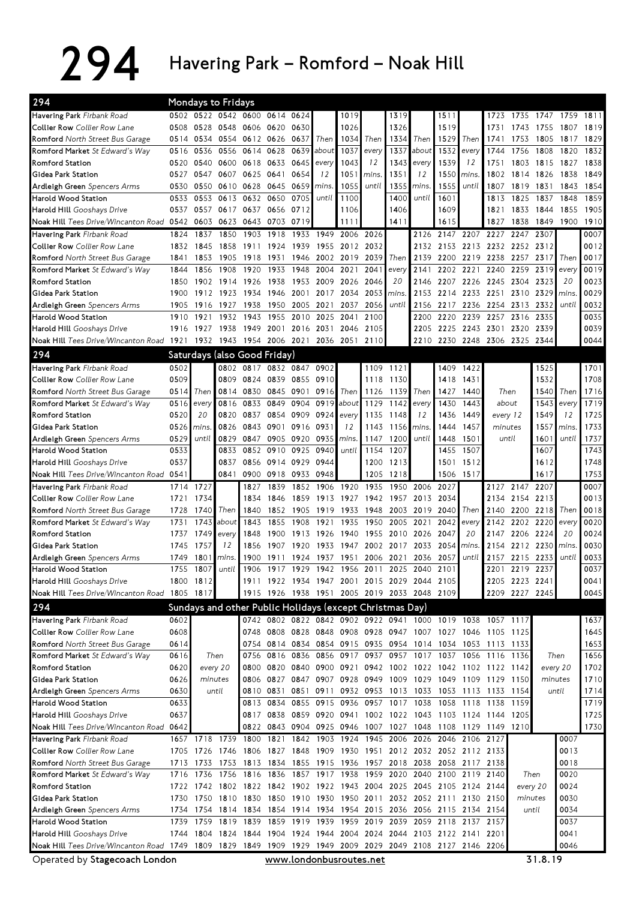# 294 Havering Park – Romford – Noak Hill

## Mondays to Fridays

| 294 | | | | | | | | | | | | | | | | | | | | |
|---|---|---|---|---|---|---|---|---|---|---|---|---|---|---|---|---|---|---|---|---|
| Havering Park Firbank Road | 0502 | 0522 | 0542 | 0600 | 0614 | 0624 | | 1019 | | 1319 | | 1511 | | 1723 | 1735 | 1747 | 1759 | 1811 |
| Collier Row Collier Row Lane | 0508 | 0528 | 0548 | 0606 | 0620 | 0630 | | 1026 | | 1326 | | 1519 | | 1731 | 1743 | 1755 | 1807 | 1819 |
| Romford North Street Bus Garage | 0514 | 0534 | 0554 | 0612 | 0626 | 0637 | Then | 1034 | Then | 1334 | Then | 1529 | Then | 1741 | 1753 | 1805 | 1817 | 1829 |
| Romford Market St Edward's Way | 0516 | 0536 | 0556 | 0614 | 0628 | 0639 | about | 1037 | every | 1337 | about | 1532 | every | 1744 | 1756 | 1808 | 1820 | 1832 |
| Romford Station | 0520 | 0540 | 0600 | 0618 | 0633 | 0645 | every | 1043 | 12 | 1343 | every | 1539 | 12 | 1751 | 1803 | 1815 | 1827 | 1838 |
| Gidea Park Station | 0527 | 0547 | 0607 | 0625 | 0641 | 0654 | 12 | 1051 | mins. | 1351 | 12 | 1550 | mins. | 1802 | 1814 | 1826 | 1838 | 1849 |
| Ardleigh Green Spencers Arms | 0530 | 0550 | 0610 | 0628 | 0645 | 0659 | mins. | 1055 | until | 1355 | mins. | 1555 | until | 1807 | 1819 | 1831 | 1843 | 1854 |
| Harold Wood Station | 0533 | 0553 | 0613 | 0632 | 0650 | 0705 | until | 1100 | | 1400 | until | 1601 | | 1813 | 1825 | 1837 | 1848 | 1859 |
| Harold Hill Gooshays Drive | 0537 | 0557 | 0617 | 0637 | 0656 | 0712 | | 1106 | | 1406 | | 1609 | | 1821 | 1833 | 1844 | 1855 | 1905 |
| Noak Hill Tees Drive/Wincanton Road | 0542 | 0603 | 0623 | 0643 | 0703 | 0719 | | 1111 | | 1411 | | 1615 | | 1827 | 1838 | 1849 | 1900 | 1910 |

| | | | | | | | | | | | | | | | | | | | |
|---|---|---|---|---|---|---|---|---|---|---|---|---|---|---|---|---|---|---|---|
| Havering Park Firbank Road | 1824 | 1837 | 1850 | 1903 | 1918 | 1933 | 1949 | 2006 | 2026 | | 2126 | 2147 | 2207 | 2227 | 2247 | 2307 | | 0007 |
| Collier Row Collier Row Lane | 1832 | 1845 | 1858 | 1911 | 1924 | 1939 | 1955 | 2012 | 2032 | | 2132 | 2153 | 2213 | 2232 | 2252 | 2312 | | 0012 |
| Romford North Street Bus Garage | 1841 | 1853 | 1905 | 1918 | 1931 | 1946 | 2002 | 2019 | 2039 | Then | 2139 | 2200 | 2219 | 2238 | 2257 | 2317 | Then | 0017 |
| Romford Market St Edward's Way | 1844 | 1856 | 1908 | 1920 | 1933 | 1948 | 2004 | 2021 | 2041 | every | 2141 | 2202 | 2221 | 2240 | 2259 | 2319 | every | 0019 |
| Romford Station | 1850 | 1902 | 1914 | 1926 | 1938 | 1953 | 2009 | 2026 | 2046 | 20 | 2146 | 2207 | 2226 | 2245 | 2304 | 2323 | 20 | 0023 |
| Gidea Park Station | 1900 | 1912 | 1923 | 1934 | 1946 | 2001 | 2017 | 2034 | 2053 | mins. | 2153 | 2214 | 2233 | 2251 | 2310 | 2329 | mins. | 0029 |
| Ardleigh Green Spencers Arms | 1905 | 1916 | 1927 | 1938 | 1950 | 2005 | 2021 | 2037 | 2056 | until | 2156 | 2217 | 2236 | 2254 | 2313 | 2332 | until | 0032 |
| Harold Wood Station | 1910 | 1921 | 1932 | 1943 | 1955 | 2010 | 2025 | 2041 | 2100 | | 2200 | 2220 | 2239 | 2257 | 2316 | 2335 | | 0035 |
| Harold Hill Gooshays Drive | 1916 | 1927 | 1938 | 1949 | 2001 | 2016 | 2031 | 2046 | 2105 | | 2205 | 2225 | 2243 | 2301 | 2320 | 2339 | | 0039 |
| Noak Hill Tees Drive/Wincanton Road | 1921 | 1932 | 1943 | 1954 | 2006 | 2021 | 2036 | 2051 | 2110 | | 2210 | 2230 | 2248 | 2306 | 2325 | 2344 | | 0044 |

## Saturdays (also Good Friday)

| 294 | | | | | | | | | | | | | | | | | | |
|---|---|---|---|---|---|---|---|---|---|---|---|---|---|---|---|---|---|---|
| Havering Park Firbank Road | 0502 | | 0802 | 0817 | 0832 | 0847 | 0902 | | 1109 | 1121 | | 1409 | 1422 | | 1525 | | 1701 |
| Collier Row Collier Row Lane | 0509 | | 0809 | 0824 | 0839 | 0855 | 0910 | | 1118 | 1130 | | 1418 | 1431 | | 1532 | | 1708 |
| Romford North Street Bus Garage | 0514 | Then | 0814 | 0830 | 0845 | 0901 | 0916 | Then | 1126 | 1139 | Then | 1427 | 1440 | Then | 1540 | Then | 1716 |
| Romford Market St Edward's Way | 0516 | every | 0816 | 0833 | 0849 | 0904 | 0919 | about | 1129 | 1142 | every | 1430 | 1443 | about | 1543 | every | 1719 |
| Romford Station | 0520 | 20 | 0820 | 0837 | 0854 | 0909 | 0924 | every | 1135 | 1148 | 12 | 1436 | 1449 | every 12 | 1549 | 12 | 1725 |
| Gidea Park Station | 0526 | mins. | 0826 | 0843 | 0901 | 0916 | 0931 | 12 | 1143 | 1156 | mins. | 1444 | 1457 | minutes | 1557 | mins. | 1733 |
| Ardleigh Green Spencers Arms | 0529 | until | 0829 | 0847 | 0905 | 0920 | 0935 | mins. | 1147 | 1200 | until | 1448 | 1501 | until | 1601 | until | 1737 |
| Harold Wood Station | 0533 | | 0833 | 0852 | 0910 | 0925 | 0940 | until | 1154 | 1207 | | 1455 | 1507 | | 1607 | | 1743 |
| Harold Hill Gooshays Drive | 0537 | | 0837 | 0856 | 0914 | 0929 | 0944 | | 1200 | 1213 | | 1501 | 1512 | | 1612 | | 1748 |
| Noak Hill Tees Drive/Wincanton Road | 0541 | | 0841 | 0900 | 0918 | 0933 | 0948 | | 1205 | 1218 | | 1506 | 1517 | | 1617 | | 1753 |

| | | | | | | | | | | | | | | | | | | |
|---|---|---|---|---|---|---|---|---|---|---|---|---|---|---|---|---|---|---|
| Havering Park Firbank Road | 1714 | 1727 | | 1827 | 1839 | 1852 | 1906 | 1920 | 1935 | 1950 | 2006 | 2027 | | 2127 | 2147 | 2207 | | 0007 |
| Collier Row Collier Row Lane | 1721 | 1734 | | 1834 | 1846 | 1859 | 1913 | 1927 | 1942 | 1957 | 2013 | 2034 | | 2134 | 2154 | 2213 | | 0013 |
| Romford North Street Bus Garage | 1728 | 1740 | Then | 1840 | 1852 | 1905 | 1919 | 1933 | 1948 | 2003 | 2019 | 2040 | Then | 2140 | 2200 | 2218 | Then | 0018 |
| Romford Market St Edward's Way | 1731 | 1743 | about | 1843 | 1855 | 1908 | 1921 | 1935 | 1950 | 2005 | 2021 | 2042 | every | 2142 | 2202 | 2220 | every | 0020 |
| Romford Station | 1737 | 1749 | every | 1848 | 1900 | 1913 | 1926 | 1940 | 1955 | 2010 | 2026 | 2047 | 20 | 2147 | 2206 | 2224 | 20 | 0024 |
| Gidea Park Station | 1745 | 1757 | 12 | 1856 | 1907 | 1920 | 1933 | 1947 | 2002 | 2017 | 2033 | 2054 | mins. | 2154 | 2212 | 2230 | mins. | 0030 |
| Ardleigh Green Spencers Arms | 1749 | 1801 | mins. | 1900 | 1911 | 1924 | 1937 | 1951 | 2006 | 2021 | 2036 | 2057 | until | 2157 | 2215 | 2233 | until | 0033 |
| Harold Wood Station | 1755 | 1807 | until | 1906 | 1917 | 1929 | 1942 | 1956 | 2011 | 2025 | 2040 | 2101 | | 2201 | 2219 | 2237 | | 0037 |
| Harold Hill Gooshays Drive | 1800 | 1812 | | 1911 | 1922 | 1934 | 1947 | 2001 | 2015 | 2029 | 2044 | 2105 | | 2205 | 2223 | 2241 | | 0041 |
| Noak Hill Tees Drive/Wincanton Road | 1805 | 1817 | | 1915 | 1926 | 1938 | 1951 | 2005 | 2019 | 2033 | 2048 | 2109 | | 2209 | 2227 | 2245 | | 0045 |

## Sundays and other Public Holidays (except Christmas Day)

| 294 | | | | | | | | | | | | | | | | | |
|---|---|---|---|---|---|---|---|---|---|---|---|---|---|---|---|---|---|
| Havering Park Firbank Road | 0602 | | 0742 | 0802 | 0822 | 0842 | 0902 | 0922 | 0941 | 1000 | 1019 | 1038 | 1057 | 1117 | | 1637 |
| Collier Row Collier Row Lane | 0608 | | 0748 | 0808 | 0828 | 0848 | 0908 | 0928 | 0947 | 1007 | 1027 | 1046 | 1105 | 1125 | | 1645 |
| Romford North Street Bus Garage | 0614 | | 0754 | 0814 | 0834 | 0854 | 0915 | 0935 | 0954 | 1014 | 1034 | 1053 | 1113 | 1133 | | 1653 |
| Romford Market St Edward's Way | 0616 | Then | 0756 | 0816 | 0836 | 0856 | 0917 | 0937 | 0957 | 1017 | 1037 | 1056 | 1116 | 1136 | Then | 1656 |
| Romford Station | 0620 | every 20 | 0800 | 0820 | 0840 | 0900 | 0921 | 0942 | 1002 | 1022 | 1042 | 1102 | 1122 | 1142 | every 20 | 1702 |
| Gidea Park Station | 0626 | minutes | 0806 | 0827 | 0847 | 0907 | 0928 | 0949 | 1009 | 1029 | 1049 | 1109 | 1129 | 1150 | minutes | 1710 |
| Ardleigh Green Spencers Arms | 0630 | until | 0810 | 0831 | 0851 | 0911 | 0932 | 0953 | 1013 | 1033 | 1053 | 1113 | 1133 | 1154 | until | 1714 |
| Harold Wood Station | 0633 | | 0813 | 0834 | 0855 | 0915 | 0936 | 0957 | 1017 | 1038 | 1058 | 1118 | 1138 | 1159 | | 1719 |
| Harold Hill Gooshays Drive | 0637 | | 0817 | 0838 | 0859 | 0920 | 0941 | 1002 | 1022 | 1043 | 1103 | 1124 | 1144 | 1205 | | 1725 |
| Noak Hill Tees Drive/Wincanton Road | 0642 | | 0822 | 0843 | 0904 | 0925 | 0946 | 1007 | 1027 | 1048 | 1108 | 1129 | 1149 | 1210 | | 1730 |

| | | | | | | | | | | | | | | | | |
|---|---|---|---|---|---|---|---|---|---|---|---|---|---|---|---|---|
| Havering Park Firbank Road | 1657 | 1718 | 1739 | 1800 | 1821 | 1842 | 1903 | 1924 | 1945 | 2006 | 2026 | 2046 | 2106 | 2127 | | 0007 |
| Collier Row Collier Row Lane | 1705 | 1726 | 1746 | 1806 | 1827 | 1848 | 1909 | 1930 | 1951 | 2012 | 2032 | 2052 | 2112 | 2133 | | 0013 |
| Romford North Street Bus Garage | 1713 | 1733 | 1753 | 1813 | 1834 | 1855 | 1915 | 1936 | 1957 | 2018 | 2038 | 2058 | 2117 | 2138 | | 0018 |
| Romford Market St Edward's Way | 1716 | 1736 | 1756 | 1816 | 1836 | 1857 | 1917 | 1938 | 1959 | 2020 | 2040 | 2100 | 2119 | 2140 | Then | 0020 |
| Romford Station | 1722 | 1742 | 1802 | 1822 | 1842 | 1902 | 1922 | 1943 | 2004 | 2025 | 2045 | 2105 | 2124 | 2144 | every 20 | 0024 |
| Gidea Park Station | 1730 | 1750 | 1810 | 1830 | 1850 | 1910 | 1930 | 1950 | 2011 | 2032 | 2052 | 2111 | 2130 | 2150 | minutes | 0030 |
| Ardleigh Green Spencers Arms | 1734 | 1754 | 1814 | 1834 | 1854 | 1914 | 1934 | 1954 | 2015 | 2036 | 2056 | 2115 | 2134 | 2154 | until | 0034 |
| Harold Wood Station | 1739 | 1759 | 1819 | 1839 | 1859 | 1919 | 1939 | 1959 | 2019 | 2039 | 2059 | 2118 | 2137 | 2157 | | 0037 |
| Harold Hill Gooshays Drive | 1744 | 1804 | 1824 | 1844 | 1904 | 1924 | 1944 | 2004 | 2024 | 2044 | 2103 | 2122 | 2141 | 2201 | | 0041 |
| Noak Hill Tees Drive/Wincanton Road | 1749 | 1809 | 1829 | 1849 | 1909 | 1929 | 1949 | 2009 | 2029 | 2049 | 2108 | 2127 | 2146 | 2206 | | 0046 |

Operated by **Stagecoach London** www.londonbusroutes.net 31.8.19